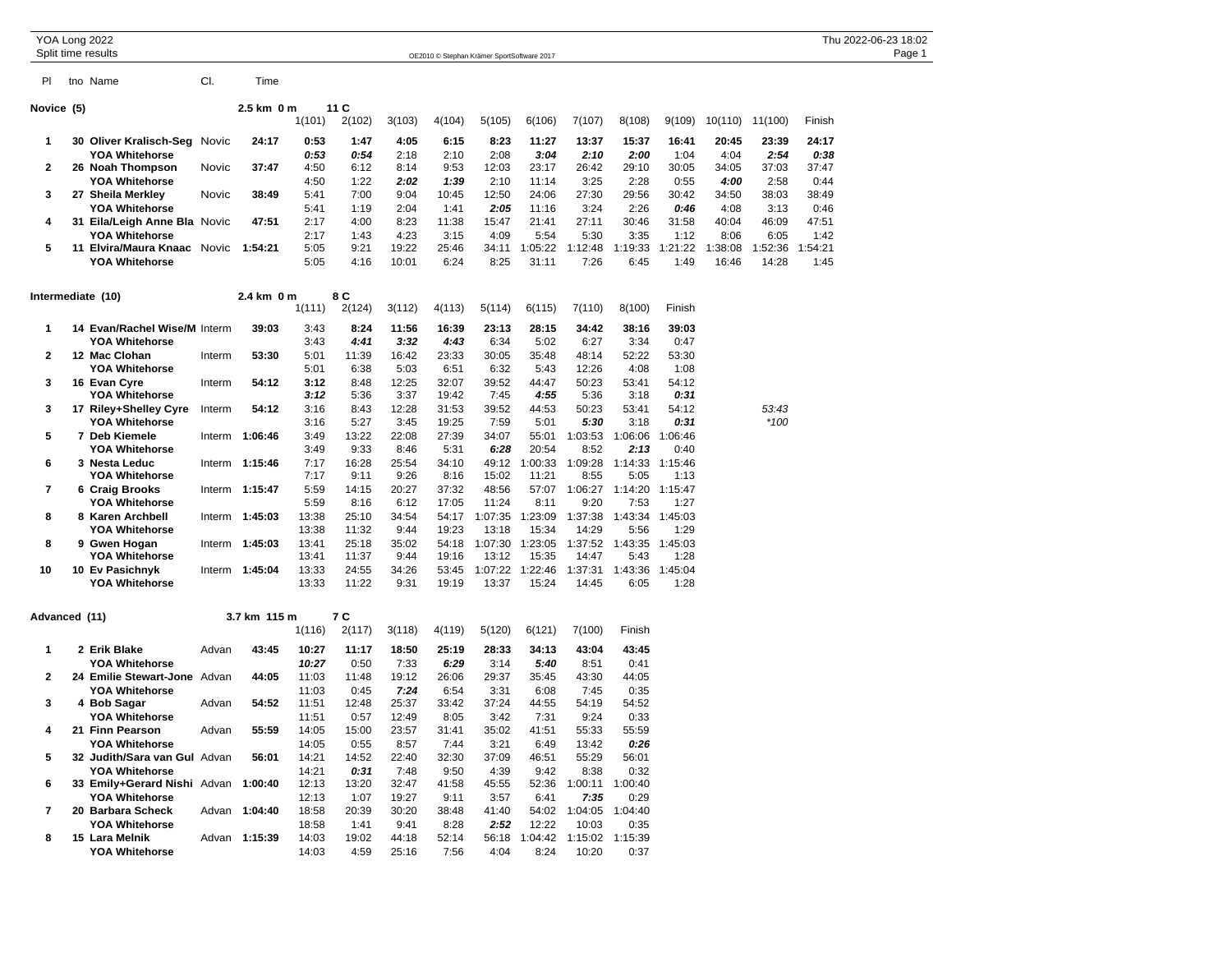YOA Long 2022
Split time results

## Novice (5)

2.5 km 0 m — 11 C

| Pl | tno | Name | Cl. | Time | 1(101) | 2(102) | 3(103) | 4(104) | 5(105) | 6(106) | 7(107) | 8(108) | 9(109) | 10(110) | 11(100) | Finish |
|---|---|---|---|---|---|---|---|---|---|---|---|---|---|---|---|---|
| 1 | 30 | Oliver Kralisch-Seg | Novic | 24:17 | 0:53 | 1:47 | 4:05 | 6:15 | 8:23 | 11:27 | 13:37 | 15:37 | 16:41 | 20:45 | 23:39 | 24:17 |
| | | YOA Whitehorse | | | 0:53 | 0:54 | 2:18 | 2:10 | 2:08 | 3:04 | 2:10 | 2:00 | 1:04 | 4:04 | 2:54 | 0:38 |
| 2 | 26 | Noah Thompson | Novic | 37:47 | 4:50 | 6:12 | 8:14 | 9:53 | 12:03 | 23:17 | 26:42 | 29:10 | 30:05 | 34:05 | 37:03 | 37:47 |
| | | YOA Whitehorse | | | 4:50 | 1:22 | 2:02 | 1:39 | 2:10 | 11:14 | 3:25 | 2:28 | 0:55 | 4:00 | 2:58 | 0:44 |
| 3 | 27 | Sheila Merkley | Novic | 38:49 | 5:41 | 7:00 | 9:04 | 10:45 | 12:50 | 24:06 | 27:30 | 29:56 | 30:42 | 34:50 | 38:03 | 38:49 |
| | | YOA Whitehorse | | | 5:41 | 1:19 | 2:04 | 1:41 | 2:05 | 11:16 | 3:24 | 2:26 | 0:46 | 4:08 | 3:13 | 0:46 |
| 4 | 31 | Eila/Leigh Anne Bla | Novic | 47:51 | 2:17 | 4:00 | 8:23 | 11:38 | 15:47 | 21:41 | 27:11 | 30:46 | 31:58 | 40:04 | 46:09 | 47:51 |
| | | YOA Whitehorse | | | 2:17 | 1:43 | 4:23 | 3:15 | 4:09 | 5:54 | 5:30 | 3:35 | 1:12 | 8:06 | 6:05 | 1:42 |
| 5 | 11 | Elvira/Maura Knaac | Novic | 1:54:21 | 5:05 | 9:21 | 19:22 | 25:46 | 34:11 | 1:05:22 | 1:12:48 | 1:19:33 | 1:21:22 | 1:38:08 | 1:52:36 | 1:54:21 |
| | | YOA Whitehorse | | | 5:05 | 4:16 | 10:01 | 6:24 | 8:25 | 31:11 | 7:26 | 6:45 | 1:49 | 16:46 | 14:28 | 1:45 |

## Intermediate (10)

2.4 km 0 m — 8 C

| Pl | tno | Name | Cl. | Time | 1(111) | 2(124) | 3(112) | 4(113) | 5(114) | 6(115) | 7(110) | 8(100) | Finish | |
|---|---|---|---|---|---|---|---|---|---|---|---|---|---|---|
| 1 | 14 | Evan/Rachel Wise/M | Interm | 39:03 | 3:43 | 8:24 | 11:56 | 16:39 | 23:13 | 28:15 | 34:42 | 38:16 | 39:03 | |
| | | YOA Whitehorse | | | 3:43 | 4:41 | 3:32 | 4:43 | 6:34 | 5:02 | 6:27 | 3:34 | 0:47 | |
| 2 | 12 | Mac Clohan | Interm | 53:30 | 5:01 | 11:39 | 16:42 | 23:33 | 30:05 | 35:48 | 48:14 | 52:22 | 53:30 | |
| | | YOA Whitehorse | | | 5:01 | 6:38 | 5:03 | 6:51 | 6:32 | 5:43 | 12:26 | 4:08 | 1:08 | |
| 3 | 16 | Evan Cyre | Interm | 54:12 | 3:12 | 8:48 | 12:25 | 32:07 | 39:52 | 44:47 | 50:23 | 53:41 | 54:12 | |
| | | YOA Whitehorse | | | 3:12 | 5:36 | 3:37 | 19:42 | 7:45 | 4:55 | 5:36 | 3:18 | 0:31 | |
| 3 | 17 | Riley+Shelley Cyre | Interm | 54:12 | 3:16 | 8:43 | 12:28 | 31:53 | 39:52 | 44:53 | 50:23 | 53:41 | 54:12 | 53:43 |
| | | YOA Whitehorse | | | 3:16 | 5:27 | 3:45 | 19:25 | 7:59 | 5:01 | 5:30 | 3:18 | 0:31 | *100 |
| 5 | 7 | Deb Kiemele | Interm | 1:06:46 | 3:49 | 13:22 | 22:08 | 27:39 | 34:07 | 55:01 | 1:03:53 | 1:06:06 | 1:06:46 | |
| | | YOA Whitehorse | | | 3:49 | 9:33 | 8:46 | 5:31 | 6:28 | 20:54 | 8:52 | 2:13 | 0:40 | |
| 6 | 3 | Nesta Leduc | Interm | 1:15:46 | 7:17 | 16:28 | 25:54 | 34:10 | 49:12 | 1:00:33 | 1:09:28 | 1:14:33 | 1:15:46 | |
| | | YOA Whitehorse | | | 7:17 | 9:11 | 9:26 | 8:16 | 15:02 | 11:21 | 8:55 | 5:05 | 1:13 | |
| 7 | 6 | Craig Brooks | Interm | 1:15:47 | 5:59 | 14:15 | 20:27 | 37:32 | 48:56 | 57:07 | 1:06:27 | 1:14:20 | 1:15:47 | |
| | | YOA Whitehorse | | | 5:59 | 8:16 | 6:12 | 17:05 | 11:24 | 8:11 | 9:20 | 7:53 | 1:27 | |
| 8 | 8 | Karen Archbell | Interm | 1:45:03 | 13:38 | 25:10 | 34:54 | 54:17 | 1:07:35 | 1:23:09 | 1:37:38 | 1:43:34 | 1:45:03 | |
| | | YOA Whitehorse | | | 13:38 | 11:32 | 9:44 | 19:23 | 13:18 | 15:34 | 14:29 | 5:56 | 1:29 | |
| 8 | 9 | Gwen Hogan | Interm | 1:45:03 | 13:41 | 25:18 | 35:02 | 54:18 | 1:07:30 | 1:23:05 | 1:37:52 | 1:43:35 | 1:45:03 | |
| | | YOA Whitehorse | | | 13:41 | 11:37 | 9:44 | 19:16 | 13:12 | 15:35 | 14:47 | 5:43 | 1:28 | |
| 10 | 10 | Ev Pasichnyk | Interm | 1:45:04 | 13:33 | 24:55 | 34:26 | 53:45 | 1:07:22 | 1:22:46 | 1:37:31 | 1:43:36 | 1:45:04 | |
| | | YOA Whitehorse | | | 13:33 | 11:22 | 9:31 | 19:19 | 13:37 | 15:24 | 14:45 | 6:05 | 1:28 | |

## Advanced (11)

3.7 km 115 m — 7 C

| Pl | tno | Name | Cl. | Time | 1(116) | 2(117) | 3(118) | 4(119) | 5(120) | 6(121) | 7(100) | Finish |
|---|---|---|---|---|---|---|---|---|---|---|---|---|
| 1 | 2 | Erik Blake | Advan | 43:45 | 10:27 | 11:17 | 18:50 | 25:19 | 28:33 | 34:13 | 43:04 | 43:45 |
| | | YOA Whitehorse | | | 10:27 | 0:50 | 7:33 | 6:29 | 3:14 | 5:40 | 8:51 | 0:41 |
| 2 | 24 | Emilie Stewart-Jone | Advan | 44:05 | 11:03 | 11:48 | 19:12 | 26:06 | 29:37 | 35:45 | 43:30 | 44:05 |
| | | YOA Whitehorse | | | 11:03 | 0:45 | 7:24 | 6:54 | 3:31 | 6:08 | 7:45 | 0:35 |
| 3 | 4 | Bob Sagar | Advan | 54:52 | 11:51 | 12:48 | 25:37 | 33:42 | 37:24 | 44:55 | 54:19 | 54:52 |
| | | YOA Whitehorse | | | 11:51 | 0:57 | 12:49 | 8:05 | 3:42 | 7:31 | 9:24 | 0:33 |
| 4 | 21 | Finn Pearson | Advan | 55:59 | 14:05 | 15:00 | 23:57 | 31:41 | 35:02 | 41:51 | 55:33 | 55:59 |
| | | YOA Whitehorse | | | 14:05 | 0:55 | 8:57 | 7:44 | 3:21 | 6:49 | 13:42 | 0:26 |
| 5 | 32 | Judith/Sara van Gul | Advan | 56:01 | 14:21 | 14:52 | 22:40 | 32:30 | 37:09 | 46:51 | 55:29 | 56:01 |
| | | YOA Whitehorse | | | 14:21 | 0:31 | 7:48 | 9:50 | 4:39 | 9:42 | 8:38 | 0:32 |
| 6 | 33 | Emily+Gerard Nishi | Advan | 1:00:40 | 12:13 | 13:20 | 32:47 | 41:58 | 45:55 | 52:36 | 1:00:11 | 1:00:40 |
| | | YOA Whitehorse | | | 12:13 | 1:07 | 19:27 | 9:11 | 3:57 | 6:41 | 7:35 | 0:29 |
| 7 | 20 | Barbara Scheck | Advan | 1:04:40 | 18:58 | 20:39 | 30:20 | 38:48 | 41:40 | 54:02 | 1:04:05 | 1:04:40 |
| | | YOA Whitehorse | | | 18:58 | 1:41 | 9:41 | 8:28 | 2:52 | 12:22 | 10:03 | 0:35 |
| 8 | 15 | Lara Melnik | Advan | 1:15:39 | 14:03 | 19:02 | 44:18 | 52:14 | 56:18 | 1:04:42 | 1:15:02 | 1:15:39 |
| | | YOA Whitehorse | | | 14:03 | 4:59 | 25:16 | 7:56 | 4:04 | 8:24 | 10:20 | 0:37 |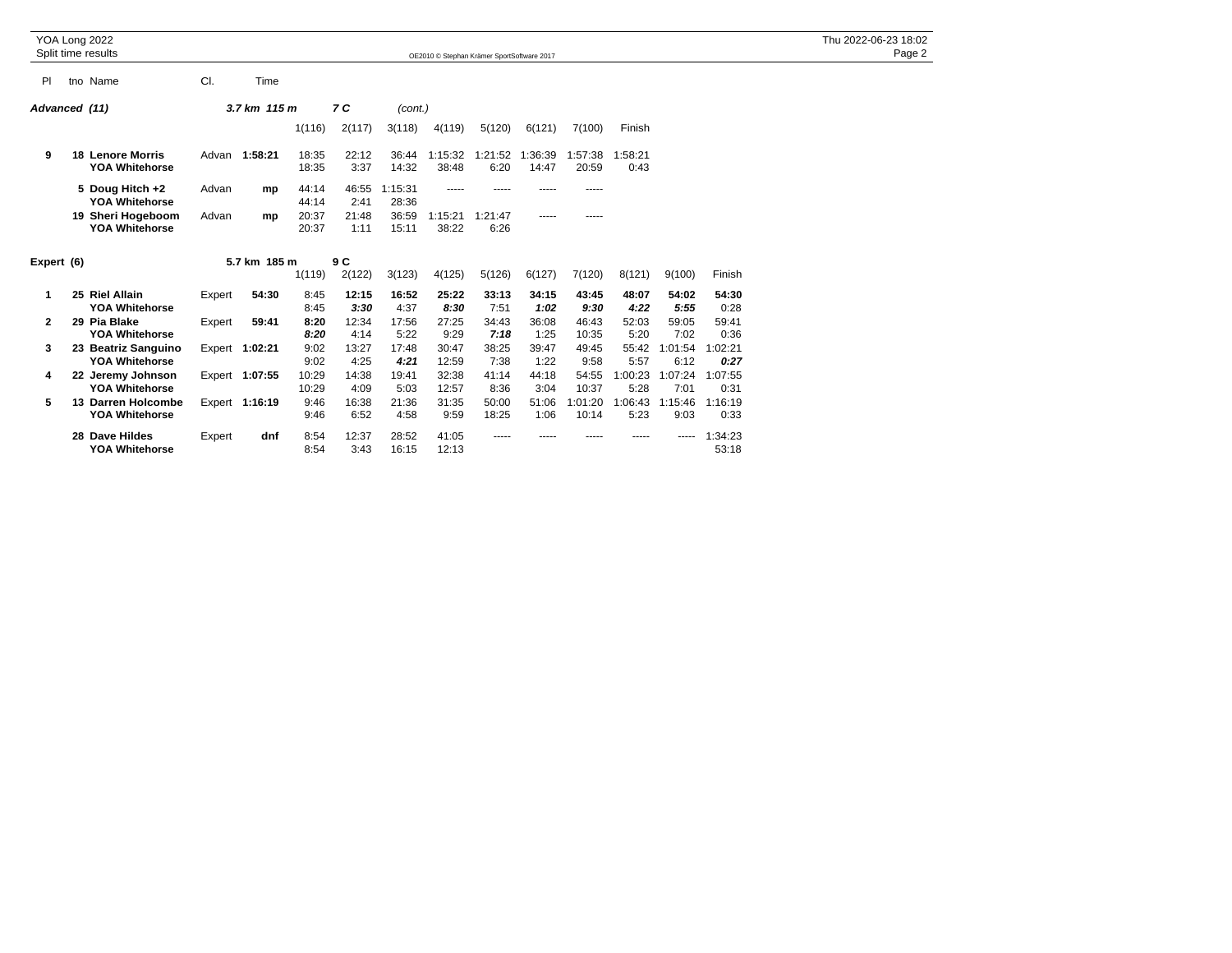YOA Long 2022
Split time results

## Advanced (11) — 3.7 km 115 m — 7 C (cont.)

| Pl | tno | Name | Cl. | Time | 1(116) | 2(117) | 3(118) | 4(119) | 5(120) | 6(121) | 7(100) | Finish |
|---|---|---|---|---|---|---|---|---|---|---|---|---|
| 9 | 18 | **Lenore Morris** | Advan | **1:58:21** | 18:35 | 22:12 | 36:44 | 1:15:32 | 1:21:52 | 1:36:39 | 1:57:38 | 1:58:21 |
| | | **YOA Whitehorse** | | | 18:35 | 3:37 | 14:32 | 38:48 | 6:20 | 14:47 | 20:59 | 0:43 |
| | 5 | **Doug Hitch +2** | Advan | **mp** | 44:14 | 46:55 | 1:15:31 | ----- | ----- | ----- | ----- | |
| | | **YOA Whitehorse** | | | 44:14 | 2:41 | 28:36 | | | | | |
| | 19 | **Sheri Hogeboom** | Advan | **mp** | 20:37 | 21:48 | 36:59 | 1:15:21 | 1:21:47 | ----- | ----- | |
| | | **YOA Whitehorse** | | | 20:37 | 1:11 | 15:11 | 38:22 | 6:26 | | | |

## Expert (6) — 5.7 km 185 m — 9 C

| Pl | tno | Name | Cl. | Time | 1(119) | 2(122) | 3(123) | 4(125) | 5(126) | 6(127) | 7(120) | 8(121) | 9(100) | Finish |
|---|---|---|---|---|---|---|---|---|---|---|---|---|---|---|
| 1 | 25 | **Riel Allain** | Expert | **54:30** | 8:45 | **12:15** | **16:52** | **25:22** | **33:13** | **34:15** | **43:45** | **48:07** | **54:02** | **54:30** |
| | | **YOA Whitehorse** | | | 8:45 | ***3:30*** | 4:37 | ***8:30*** | 7:51 | ***1:02*** | ***9:30*** | ***4:22*** | ***5:55*** | 0:28 |
| 2 | 29 | **Pia Blake** | Expert | **59:41** | **8:20** | 12:34 | 17:56 | 27:25 | 34:43 | 36:08 | 46:43 | 52:03 | 59:05 | 59:41 |
| | | **YOA Whitehorse** | | | ***8:20*** | 4:14 | 5:22 | 9:29 | ***7:18*** | 1:25 | 10:35 | 5:20 | 7:02 | 0:36 |
| 3 | 23 | **Beatriz Sanguino** | Expert | **1:02:21** | 9:02 | 13:27 | 17:48 | 30:47 | 38:25 | 39:47 | 49:45 | 55:42 | 1:01:54 | 1:02:21 |
| | | **YOA Whitehorse** | | | 9:02 | 4:25 | ***4:21*** | 12:59 | 7:38 | 1:22 | 9:58 | 5:57 | 6:12 | ***0:27*** |
| 4 | 22 | **Jeremy Johnson** | Expert | **1:07:55** | 10:29 | 14:38 | 19:41 | 32:38 | 41:14 | 44:18 | 54:55 | 1:00:23 | 1:07:24 | 1:07:55 |
| | | **YOA Whitehorse** | | | 10:29 | 4:09 | 5:03 | 12:57 | 8:36 | 3:04 | 10:37 | 5:28 | 7:01 | 0:31 |
| 5 | 13 | **Darren Holcombe** | Expert | **1:16:19** | 9:46 | 16:38 | 21:36 | 31:35 | 50:00 | 51:06 | 1:01:20 | 1:06:43 | 1:15:46 | 1:16:19 |
| | | **YOA Whitehorse** | | | 9:46 | 6:52 | 4:58 | 9:59 | 18:25 | 1:06 | 10:14 | 5:23 | 9:03 | 0:33 |
| | 28 | **Dave Hildes** | Expert | **dnf** | 8:54 | 12:37 | 28:52 | 41:05 | ----- | ----- | ----- | ----- | ----- | 1:34:23 |
| | | **YOA Whitehorse** | | | 8:54 | 3:43 | 16:15 | 12:13 | | | | | | 53:18 |